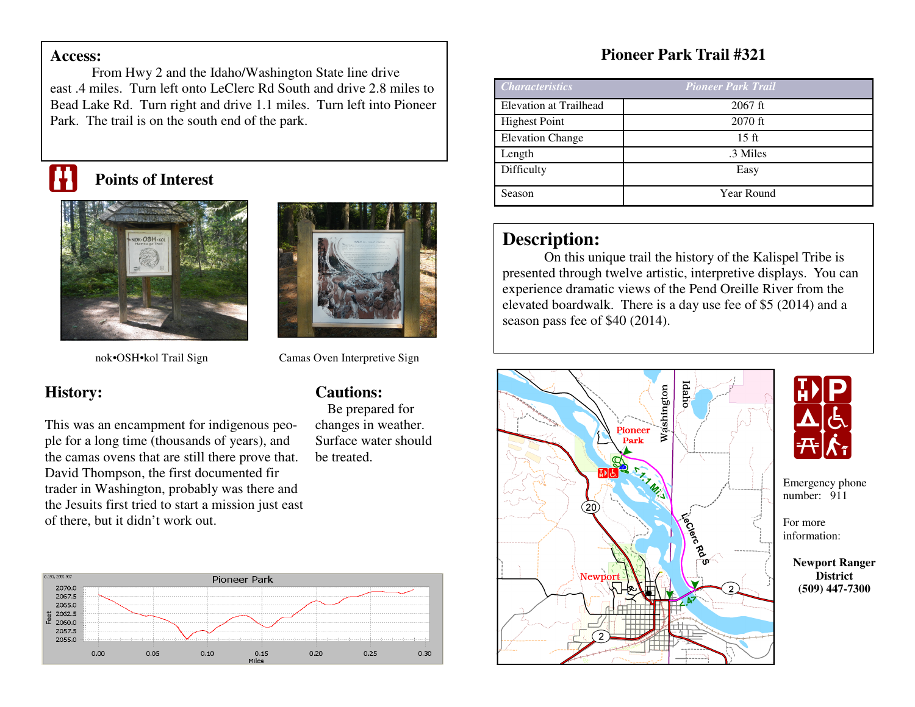# Pioneer Park Trail #321

## Access:

From Hwy 2 and the Idaho/Washington State line drive east .4 miles. Turn left onto LeClerc Rd South and drive 2.8 miles to Bead Lake Rd. Turn right and drive 1.1 miles. Turn left into Pioneer Park. The trail is on the south end of the park.

## Points of Interest

nok•OSH•kol Trail Sign

Camas Oven Interpretive Sign

## History:

This was an encampment for indigenous people for a long time (thousands of years), and the camas ovens that are still there prove that. David Thompson, the first documented fir trader in Washington, probably was there and the Jesuits first tried to start a mission just east of there, but it didn't work out.

## Cautions:

Be prepared for changes in weather. Surface water should be treated.

| Characteristics | Pioneer Park Trail |
|---|---|
| Elevation at Trailhead | 2067 ft |
| Highest Point | 2070 ft |
| Elevation Change | 15 ft |
| Length | .3 Miles |
| Difficulty | Easy |
| Season | Year Round |

## Description:

On this unique trail the history of the Kalispel Tribe is presented through twelve artistic, interpretive displays. You can experience dramatic views of the Pend Oreille River from the elevated boardwalk. There is a day use fee of $5 (2014) and a season pass fee of $40 (2014).

Emergency phone number: 911

For more information:

**Newport Ranger District**
**(509) 447-7300**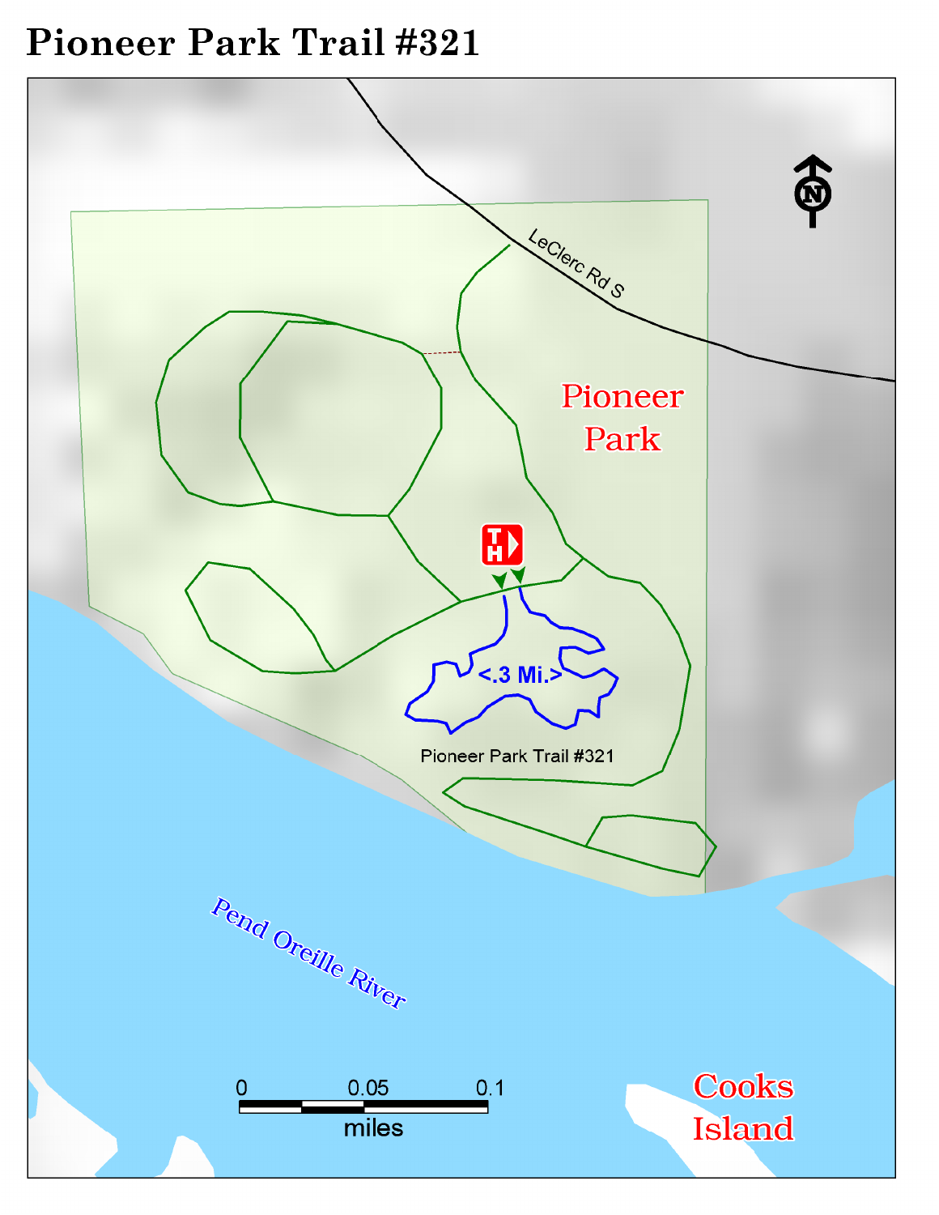# Pioneer Park Trail #321

LeClerc Rd S

Pioneer Park

<.3 Mi.>

Pioneer Park Trail #321

Pend Oreille River

Cooks Island

0 0.05 0.1

miles